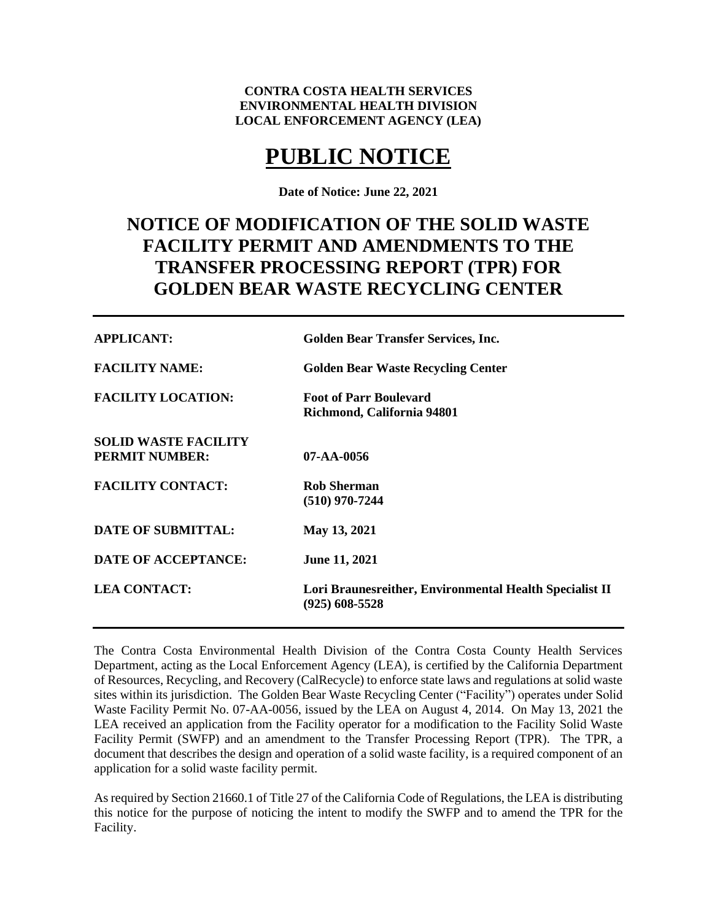**CONTRA COSTA HEALTH SERVICES**
**ENVIRONMENTAL HEALTH DIVISION**
**LOCAL ENFORCEMENT AGENCY (LEA)**

# PUBLIC NOTICE

**Date of Notice: June 22, 2021**

## NOTICE OF MODIFICATION OF THE SOLID WASTE FACILITY PERMIT AND AMENDMENTS TO THE TRANSFER PROCESSING REPORT (TPR) FOR GOLDEN BEAR WASTE RECYCLING CENTER

---

| | |
|---|---|
| **APPLICANT:** | **Golden Bear Transfer Services, Inc.** |
| **FACILITY NAME:** | **Golden Bear Waste Recycling Center** |
| **FACILITY LOCATION:** | **Foot of Parr Boulevard**<br>**Richmond, California 94801** |
| **SOLID WASTE FACILITY PERMIT NUMBER:** | **07-AA-0056** |
| **FACILITY CONTACT:** | **Rob Sherman**<br>**(510) 970-7244** |
| **DATE OF SUBMITTAL:** | **May 13, 2021** |
| **DATE OF ACCEPTANCE:** | **June 11, 2021** |
| **LEA CONTACT:** | **Lori Braunesreither, Environmental Health Specialist II**<br>**(925) 608-5528** |

---

The Contra Costa Environmental Health Division of the Contra Costa County Health Services Department, acting as the Local Enforcement Agency (LEA), is certified by the California Department of Resources, Recycling, and Recovery (CalRecycle) to enforce state laws and regulations at solid waste sites within its jurisdiction. The Golden Bear Waste Recycling Center ("Facility") operates under Solid Waste Facility Permit No. 07-AA-0056, issued by the LEA on August 4, 2014. On May 13, 2021 the LEA received an application from the Facility operator for a modification to the Facility Solid Waste Facility Permit (SWFP) and an amendment to the Transfer Processing Report (TPR). The TPR, a document that describes the design and operation of a solid waste facility, is a required component of an application for a solid waste facility permit.

As required by Section 21660.1 of Title 27 of the California Code of Regulations, the LEA is distributing this notice for the purpose of noticing the intent to modify the SWFP and to amend the TPR for the Facility.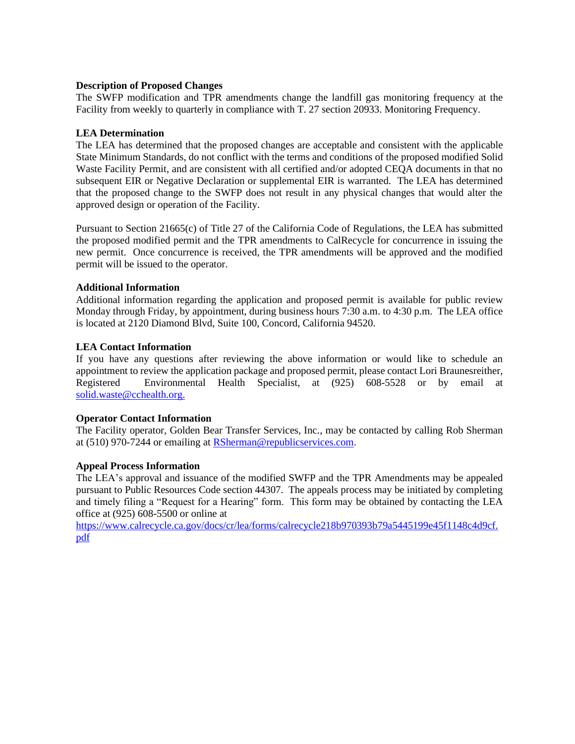**Description of Proposed Changes**

The SWFP modification and TPR amendments change the landfill gas monitoring frequency at the Facility from weekly to quarterly in compliance with T. 27 section 20933. Monitoring Frequency.

**LEA Determination**

The LEA has determined that the proposed changes are acceptable and consistent with the applicable State Minimum Standards, do not conflict with the terms and conditions of the proposed modified Solid Waste Facility Permit, and are consistent with all certified and/or adopted CEQA documents in that no subsequent EIR or Negative Declaration or supplemental EIR is warranted. The LEA has determined that the proposed change to the SWFP does not result in any physical changes that would alter the approved design or operation of the Facility.

Pursuant to Section 21665(c) of Title 27 of the California Code of Regulations, the LEA has submitted the proposed modified permit and the TPR amendments to CalRecycle for concurrence in issuing the new permit. Once concurrence is received, the TPR amendments will be approved and the modified permit will be issued to the operator.

**Additional Information**

Additional information regarding the application and proposed permit is available for public review Monday through Friday, by appointment, during business hours 7:30 a.m. to 4:30 p.m. The LEA office is located at 2120 Diamond Blvd, Suite 100, Concord, California 94520.

**LEA Contact Information**

If you have any questions after reviewing the above information or would like to schedule an appointment to review the application package and proposed permit, please contact Lori Braunesreither, Registered Environmental Health Specialist, at (925) 608-5528 or by email at solid.waste@cchealth.org.

**Operator Contact Information**

The Facility operator, Golden Bear Transfer Services, Inc., may be contacted by calling Rob Sherman at (510) 970-7244 or emailing at RSherman@republicservices.com.

**Appeal Process Information**

The LEA's approval and issuance of the modified SWFP and the TPR Amendments may be appealed pursuant to Public Resources Code section 44307. The appeals process may be initiated by completing and timely filing a "Request for a Hearing" form. This form may be obtained by contacting the LEA office at (925) 608-5500 or online at https://www.calrecycle.ca.gov/docs/cr/lea/forms/calrecycle218b970393b79a5445199e45f1148c4d9cf.pdf